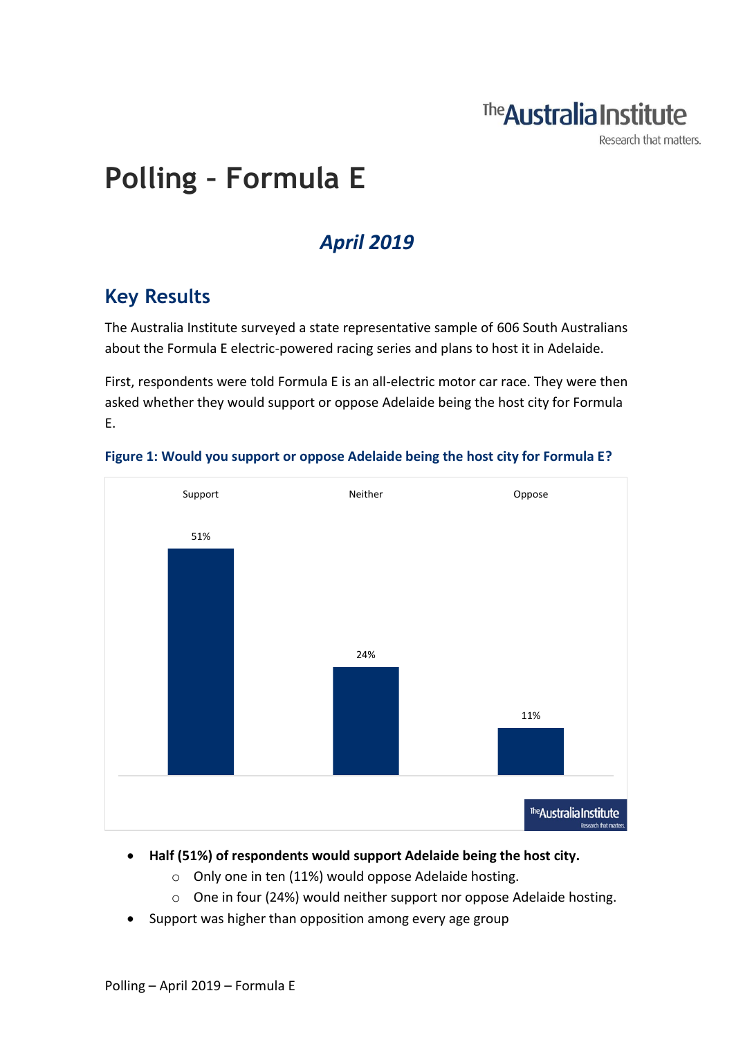# Polling – Formula E

## *April 2019*

## Key Results

The Australia Institute surveyed a state representative sample of 606 South Australians about the Formula E electric-powered racing series and plans to host it in Adelaide.

First, respondents were told Formula E is an all-electric motor car race. They were then asked whether they would support or oppose Adelaide being the host city for Formula E.

**Figure 1: Would you support or oppose Adelaide being the host city for Formula E?**

| Support | Neither | Oppose |
|---|---|---|
| 51% | 24% | 11% |

- **Half (51%) of respondents would support Adelaide being the host city.**
  - Only one in ten (11%) would oppose Adelaide hosting.
  - One in four (24%) would neither support nor oppose Adelaide hosting.
- Support was higher than opposition among every age group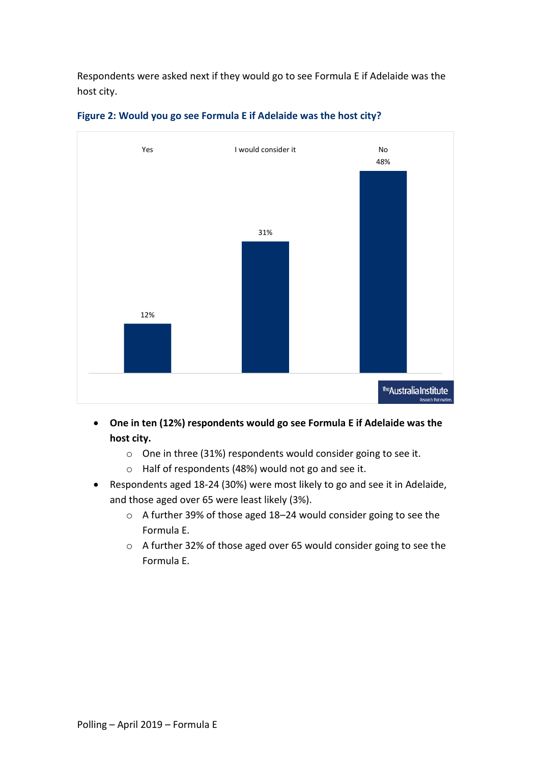Respondents were asked next if they would go to see Formula E if Adelaide was the host city.

**Figure 2: Would you go see Formula E if Adelaide was the host city?**

| Yes | I would consider it | No |
|---|---|---|
| 12% | 31% | 48% |

- **One in ten (12%) respondents would go see Formula E if Adelaide was the host city.**
  - One in three (31%) respondents would consider going to see it.
  - Half of respondents (48%) would not go and see it.
- Respondents aged 18-24 (30%) were most likely to go and see it in Adelaide, and those aged over 65 were least likely (3%).
  - A further 39% of those aged 18–24 would consider going to see the Formula E.
  - A further 32% of those aged over 65 would consider going to see the Formula E.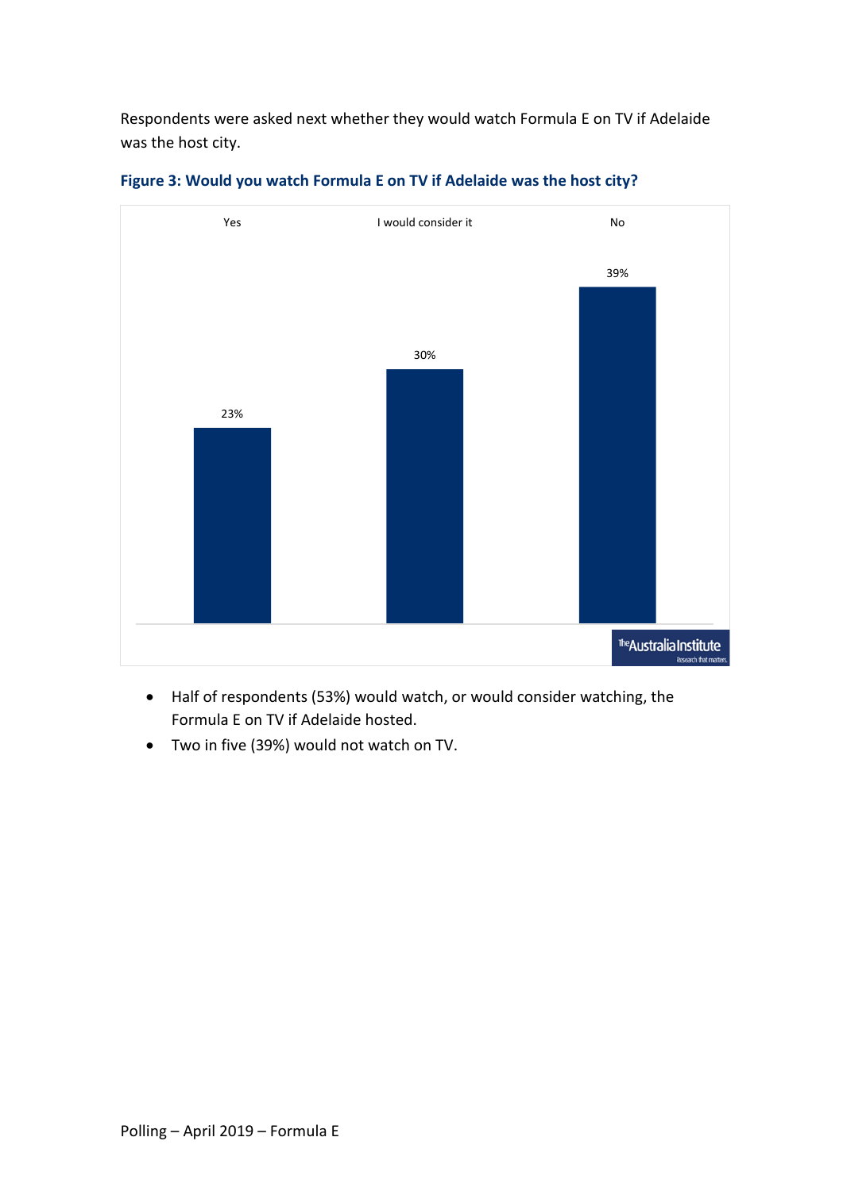Respondents were asked next whether they would watch Formula E on TV if Adelaide was the host city.

**Figure 3: Would you watch Formula E on TV if Adelaide was the host city?**

| Yes | I would consider it | No |
|---|---|---|
| 23% | 30% | 39% |

- Half of respondents (53%) would watch, or would consider watching, the Formula E on TV if Adelaide hosted.
- Two in five (39%) would not watch on TV.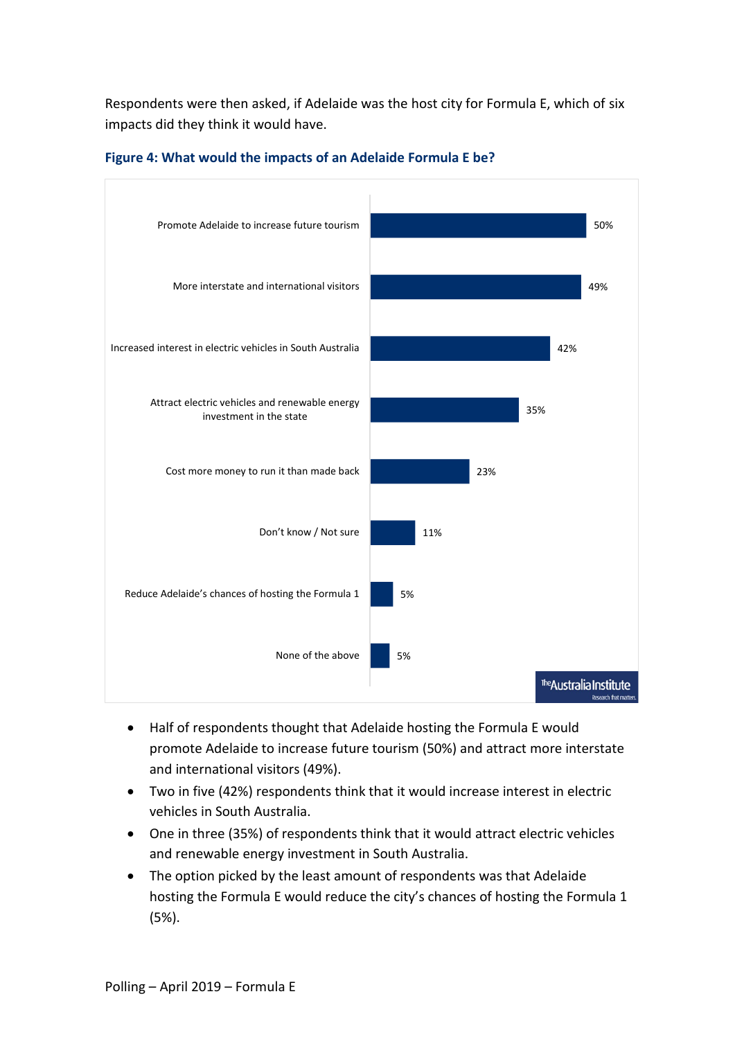Respondents were then asked, if Adelaide was the host city for Formula E, which of six impacts did they think it would have.

**Figure 4: What would the impacts of an Adelaide Formula E be?**

| Impact | % |
| --- | --- |
| Promote Adelaide to increase future tourism | 50% |
| More interstate and international visitors | 49% |
| Increased interest in electric vehicles in South Australia | 42% |
| Attract electric vehicles and renewable energy investment in the state | 35% |
| Cost more money to run it than made back | 23% |
| Don't know / Not sure | 11% |
| Reduce Adelaide's chances of hosting the Formula 1 | 5% |
| None of the above | 5% |

- Half of respondents thought that Adelaide hosting the Formula E would promote Adelaide to increase future tourism (50%) and attract more interstate and international visitors (49%).
- Two in five (42%) respondents think that it would increase interest in electric vehicles in South Australia.
- One in three (35%) of respondents think that it would attract electric vehicles and renewable energy investment in South Australia.
- The option picked by the least amount of respondents was that Adelaide hosting the Formula E would reduce the city's chances of hosting the Formula 1 (5%).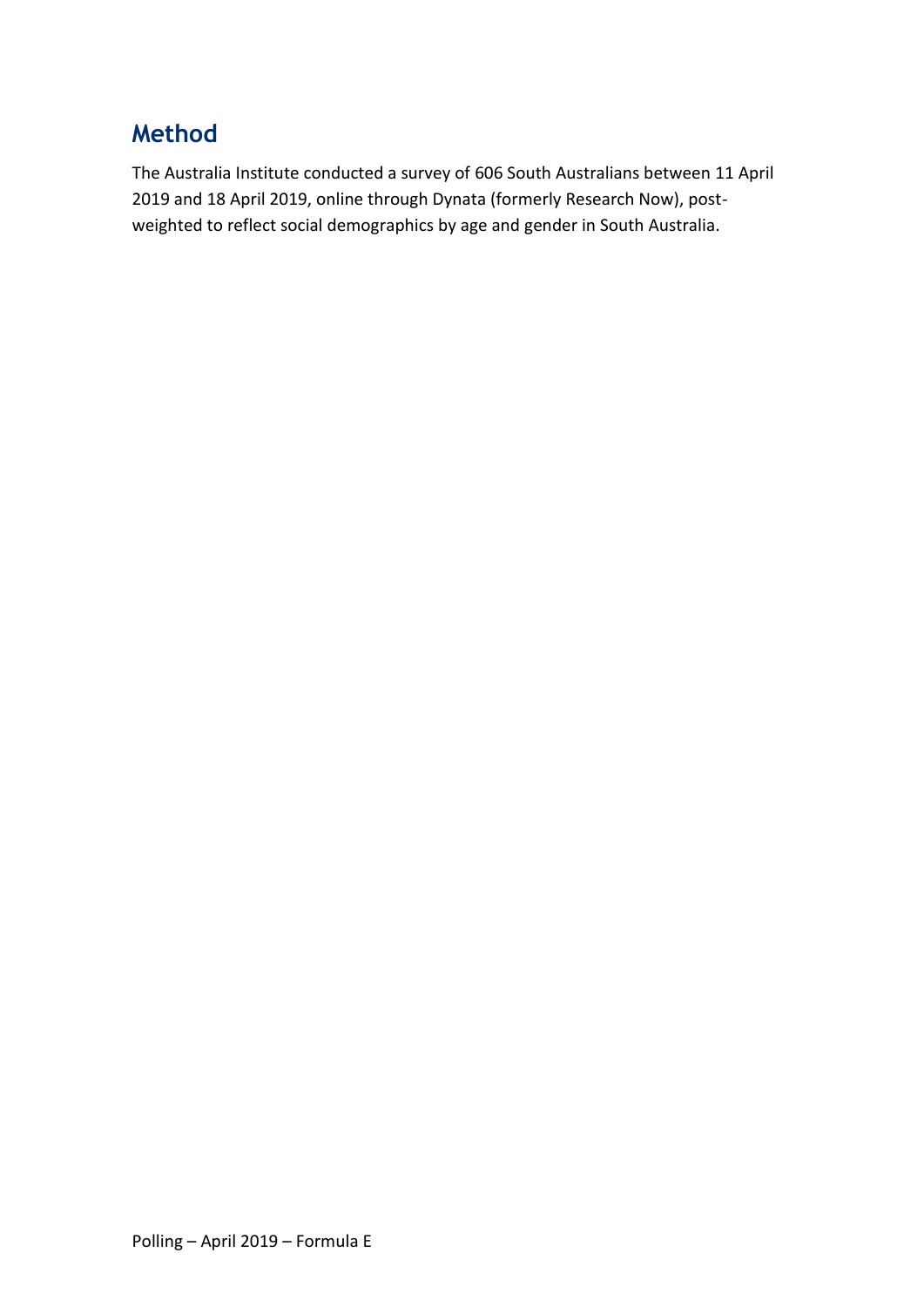## Method

The Australia Institute conducted a survey of 606 South Australians between 11 April 2019 and 18 April 2019, online through Dynata (formerly Research Now), post-weighted to reflect social demographics by age and gender in South Australia.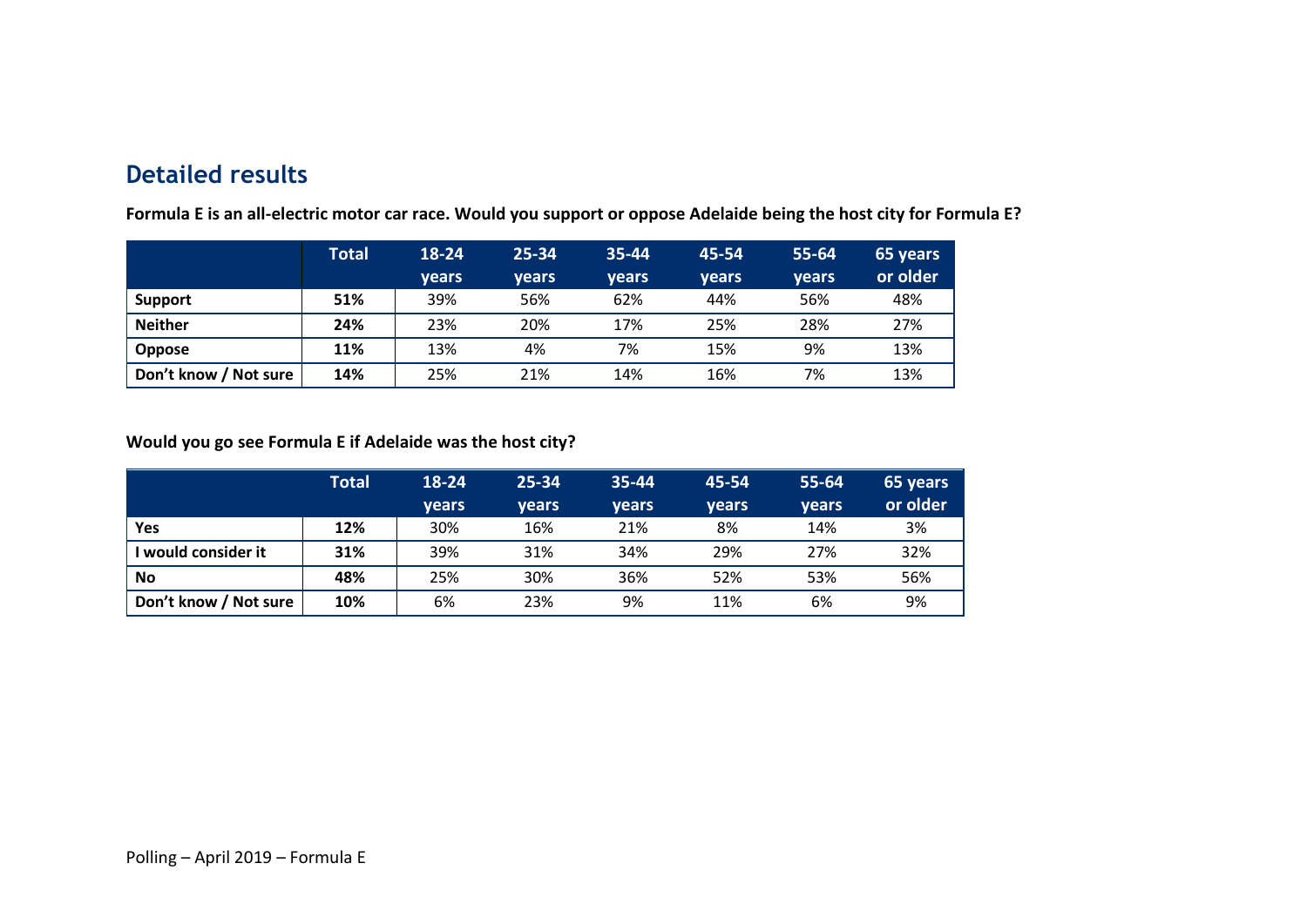## Detailed results

**Formula E is an all-electric motor car race. Would you support or oppose Adelaide being the host city for Formula E?**

| | Total | 18-24 years | 25-34 years | 35-44 years | 45-54 years | 55-64 years | 65 years or older |
|---|---|---|---|---|---|---|---|
| **Support** | **51%** | 39% | 56% | 62% | 44% | 56% | 48% |
| **Neither** | **24%** | 23% | 20% | 17% | 25% | 28% | 27% |
| **Oppose** | **11%** | 13% | 4% | 7% | 15% | 9% | 13% |
| **Don't know / Not sure** | **14%** | 25% | 21% | 14% | 16% | 7% | 13% |

**Would you go see Formula E if Adelaide was the host city?**

| | Total | 18-24 years | 25-34 years | 35-44 years | 45-54 years | 55-64 years | 65 years or older |
|---|---|---|---|---|---|---|---|
| **Yes** | **12%** | 30% | 16% | 21% | 8% | 14% | 3% |
| **I would consider it** | **31%** | 39% | 31% | 34% | 29% | 27% | 32% |
| **No** | **48%** | 25% | 30% | 36% | 52% | 53% | 56% |
| **Don't know / Not sure** | **10%** | 6% | 23% | 9% | 11% | 6% | 9% |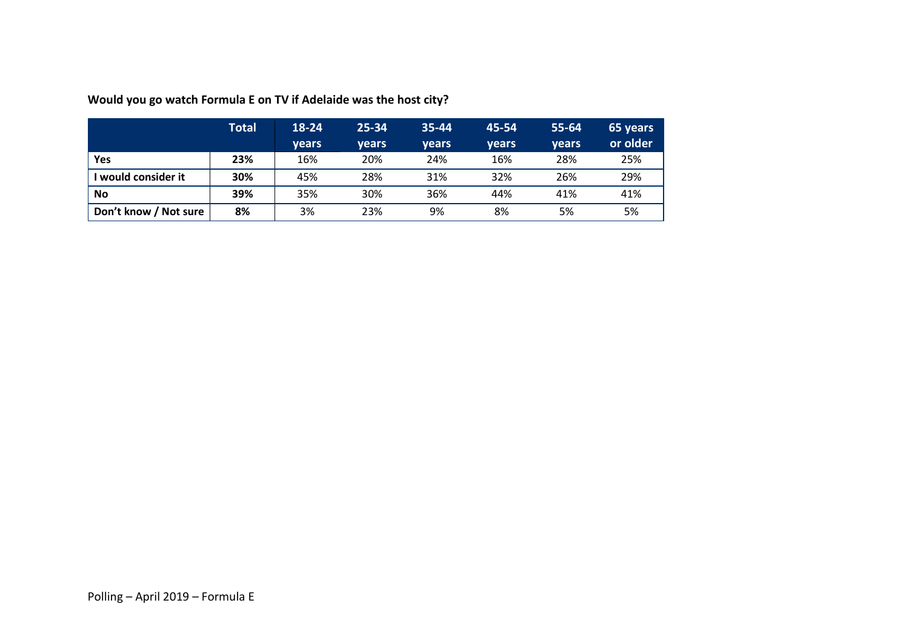**Would you go watch Formula E on TV if Adelaide was the host city?**

| | **Total** | **18-24 years** | **25-34 years** | **35-44 years** | **45-54 years** | **55-64 years** | **65 years or older** |
|---|---|---|---|---|---|---|---|
| **Yes** | **23%** | 16% | 20% | 24% | 16% | 28% | 25% |
| **I would consider it** | **30%** | 45% | 28% | 31% | 32% | 26% | 29% |
| **No** | **39%** | 35% | 30% | 36% | 44% | 41% | 41% |
| **Don't know / Not sure** | **8%** | 3% | 23% | 9% | 8% | 5% | 5% |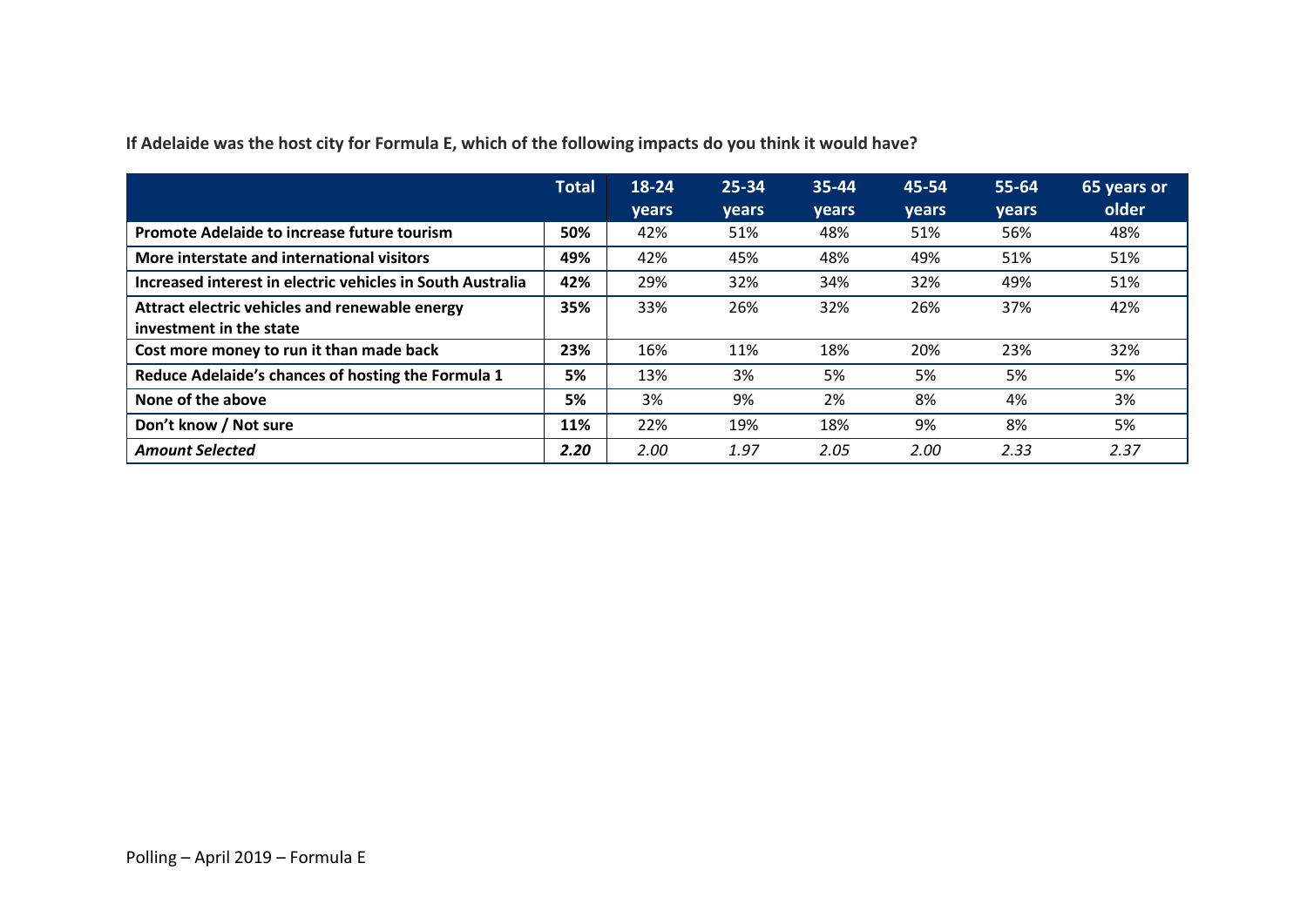**If Adelaide was the host city for Formula E, which of the following impacts do you think it would have?**

| | Total | 18-24 years | 25-34 years | 35-44 years | 45-54 years | 55-64 years | 65 years or older |
|---|---|---|---|---|---|---|---|
| **Promote Adelaide to increase future tourism** | **50%** | 42% | 51% | 48% | 51% | 56% | 48% |
| **More interstate and international visitors** | **49%** | 42% | 45% | 48% | 49% | 51% | 51% |
| **Increased interest in electric vehicles in South Australia** | **42%** | 29% | 32% | 34% | 32% | 49% | 51% |
| **Attract electric vehicles and renewable energy investment in the state** | **35%** | 33% | 26% | 32% | 26% | 37% | 42% |
| **Cost more money to run it than made back** | **23%** | 16% | 11% | 18% | 20% | 23% | 32% |
| **Reduce Adelaide's chances of hosting the Formula 1** | **5%** | 13% | 3% | 5% | 5% | 5% | 5% |
| **None of the above** | **5%** | 3% | 9% | 2% | 8% | 4% | 3% |
| **Don't know / Not sure** | **11%** | 22% | 19% | 18% | 9% | 8% | 5% |
| ***Amount Selected*** | ***2.20*** | *2.00* | *1.97* | *2.05* | *2.00* | *2.33* | *2.37* |

Polling – April 2019 – Formula E